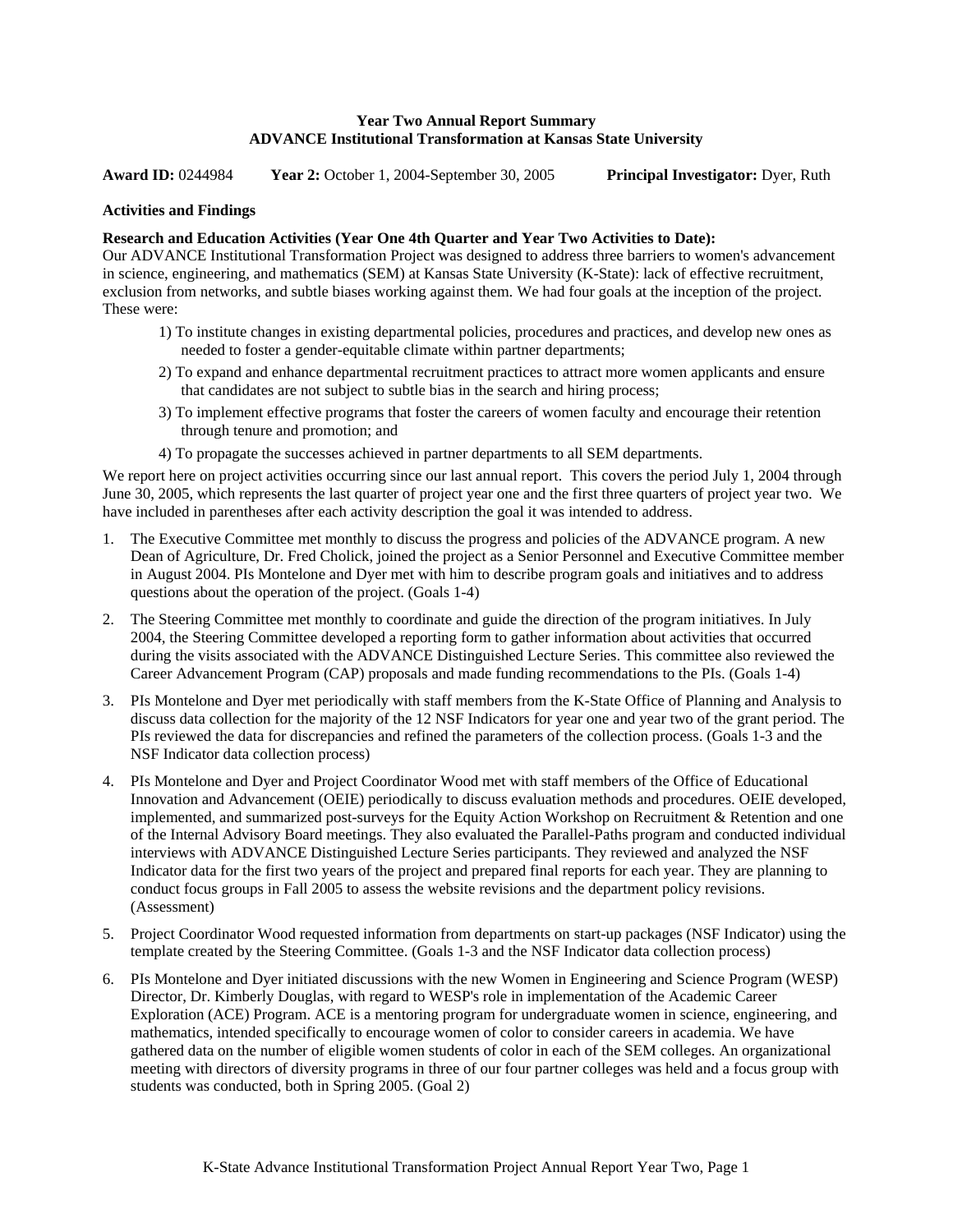**Year Two Annual Report Summary**
**ADVANCE Institutional Transformation at Kansas State University**

**Award ID:** 0244984 **Year 2:** October 1, 2004-September 30, 2005 **Principal Investigator:** Dyer, Ruth

**Activities and Findings**

**Research and Education Activities (Year One 4th Quarter and Year Two Activities to Date):**

Our ADVANCE Institutional Transformation Project was designed to address three barriers to women's advancement in science, engineering, and mathematics (SEM) at Kansas State University (K-State): lack of effective recruitment, exclusion from networks, and subtle biases working against them. We had four goals at the inception of the project. These were:

1) To institute changes in existing departmental policies, procedures and practices, and develop new ones as needed to foster a gender-equitable climate within partner departments;
2) To expand and enhance departmental recruitment practices to attract more women applicants and ensure that candidates are not subject to subtle bias in the search and hiring process;
3) To implement effective programs that foster the careers of women faculty and encourage their retention through tenure and promotion; and
4) To propagate the successes achieved in partner departments to all SEM departments.

We report here on project activities occurring since our last annual report. This covers the period July 1, 2004 through June 30, 2005, which represents the last quarter of project year one and the first three quarters of project year two. We have included in parentheses after each activity description the goal it was intended to address.

1. The Executive Committee met monthly to discuss the progress and policies of the ADVANCE program. A new Dean of Agriculture, Dr. Fred Cholick, joined the project as a Senior Personnel and Executive Committee member in August 2004. PIs Montelone and Dyer met with him to describe program goals and initiatives and to address questions about the operation of the project. (Goals 1-4)
2. The Steering Committee met monthly to coordinate and guide the direction of the program initiatives. In July 2004, the Steering Committee developed a reporting form to gather information about activities that occurred during the visits associated with the ADVANCE Distinguished Lecture Series. This committee also reviewed the Career Advancement Program (CAP) proposals and made funding recommendations to the PIs. (Goals 1-4)
3. PIs Montelone and Dyer met periodically with staff members from the K-State Office of Planning and Analysis to discuss data collection for the majority of the 12 NSF Indicators for year one and year two of the grant period. The PIs reviewed the data for discrepancies and refined the parameters of the collection process. (Goals 1-3 and the NSF Indicator data collection process)
4. PIs Montelone and Dyer and Project Coordinator Wood met with staff members of the Office of Educational Innovation and Advancement (OEIE) periodically to discuss evaluation methods and procedures. OEIE developed, implemented, and summarized post-surveys for the Equity Action Workshop on Recruitment & Retention and one of the Internal Advisory Board meetings. They also evaluated the Parallel-Paths program and conducted individual interviews with ADVANCE Distinguished Lecture Series participants. They reviewed and analyzed the NSF Indicator data for the first two years of the project and prepared final reports for each year. They are planning to conduct focus groups in Fall 2005 to assess the website revisions and the department policy revisions. (Assessment)
5. Project Coordinator Wood requested information from departments on start-up packages (NSF Indicator) using the template created by the Steering Committee. (Goals 1-3 and the NSF Indicator data collection process)
6. PIs Montelone and Dyer initiated discussions with the new Women in Engineering and Science Program (WESP) Director, Dr. Kimberly Douglas, with regard to WESP's role in implementation of the Academic Career Exploration (ACE) Program. ACE is a mentoring program for undergraduate women in science, engineering, and mathematics, intended specifically to encourage women of color to consider careers in academia. We have gathered data on the number of eligible women students of color in each of the SEM colleges. An organizational meeting with directors of diversity programs in three of our four partner colleges was held and a focus group with students was conducted, both in Spring 2005. (Goal 2)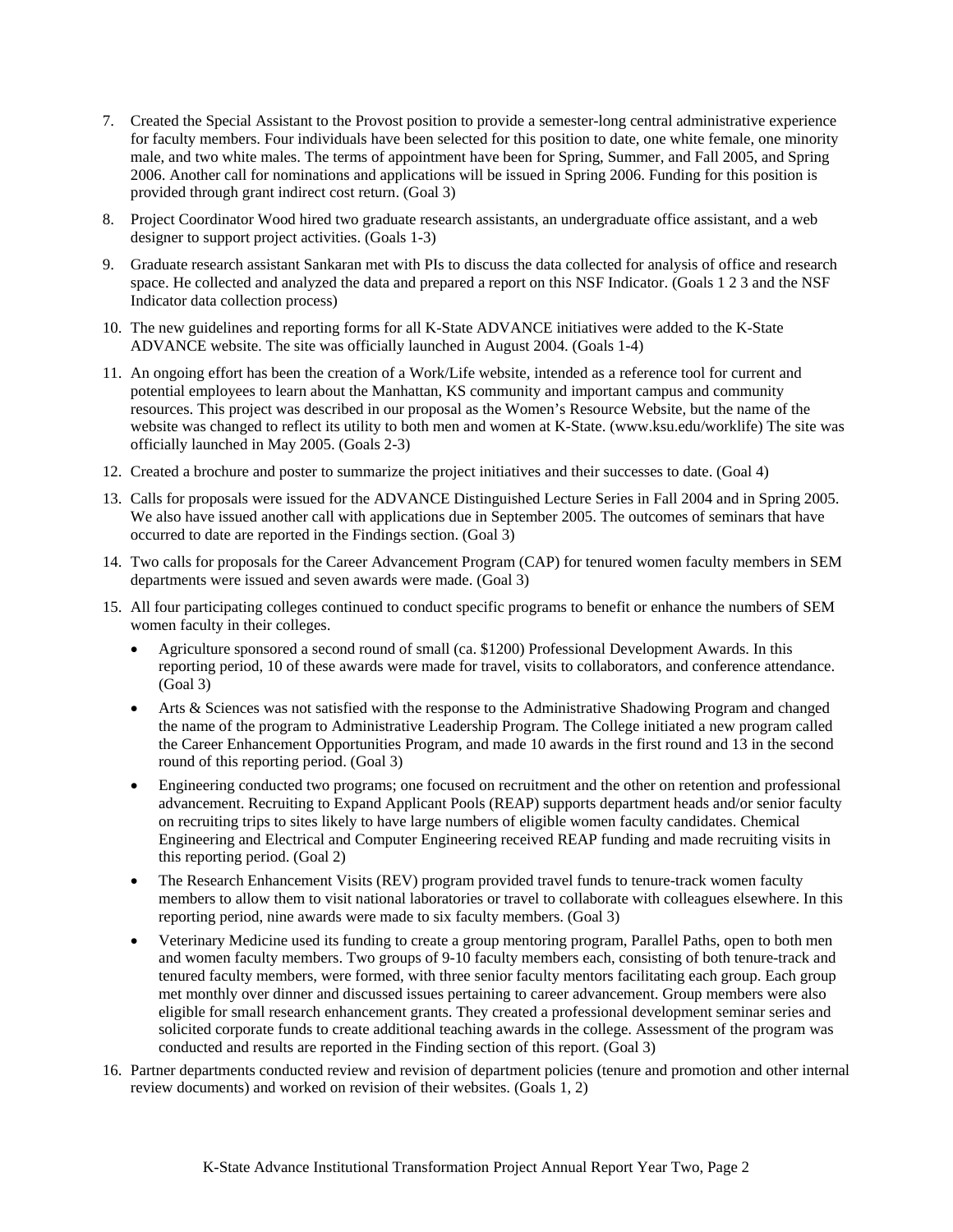7. Created the Special Assistant to the Provost position to provide a semester-long central administrative experience for faculty members. Four individuals have been selected for this position to date, one white female, one minority male, and two white males. The terms of appointment have been for Spring, Summer, and Fall 2005, and Spring 2006. Another call for nominations and applications will be issued in Spring 2006. Funding for this position is provided through grant indirect cost return. (Goal 3)

8. Project Coordinator Wood hired two graduate research assistants, an undergraduate office assistant, and a web designer to support project activities. (Goals 1-3)

9. Graduate research assistant Sankaran met with PIs to discuss the data collected for analysis of office and research space. He collected and analyzed the data and prepared a report on this NSF Indicator. (Goals 1 2 3 and the NSF Indicator data collection process)

10. The new guidelines and reporting forms for all K-State ADVANCE initiatives were added to the K-State ADVANCE website. The site was officially launched in August 2004. (Goals 1-4)

11. An ongoing effort has been the creation of a Work/Life website, intended as a reference tool for current and potential employees to learn about the Manhattan, KS community and important campus and community resources. This project was described in our proposal as the Women's Resource Website, but the name of the website was changed to reflect its utility to both men and women at K-State. (www.ksu.edu/worklife) The site was officially launched in May 2005. (Goals 2-3)

12. Created a brochure and poster to summarize the project initiatives and their successes to date. (Goal 4)

13. Calls for proposals were issued for the ADVANCE Distinguished Lecture Series in Fall 2004 and in Spring 2005. We also have issued another call with applications due in September 2005. The outcomes of seminars that have occurred to date are reported in the Findings section. (Goal 3)

14. Two calls for proposals for the Career Advancement Program (CAP) for tenured women faculty members in SEM departments were issued and seven awards were made. (Goal 3)

15. All four participating colleges continued to conduct specific programs to benefit or enhance the numbers of SEM women faculty in their colleges.
    - Agriculture sponsored a second round of small (ca. $1200) Professional Development Awards. In this reporting period, 10 of these awards were made for travel, visits to collaborators, and conference attendance. (Goal 3)
    - Arts & Sciences was not satisfied with the response to the Administrative Shadowing Program and changed the name of the program to Administrative Leadership Program. The College initiated a new program called the Career Enhancement Opportunities Program, and made 10 awards in the first round and 13 in the second round of this reporting period. (Goal 3)
    - Engineering conducted two programs; one focused on recruitment and the other on retention and professional advancement. Recruiting to Expand Applicant Pools (REAP) supports department heads and/or senior faculty on recruiting trips to sites likely to have large numbers of eligible women faculty candidates. Chemical Engineering and Electrical and Computer Engineering received REAP funding and made recruiting visits in this reporting period. (Goal 2)
    - The Research Enhancement Visits (REV) program provided travel funds to tenure-track women faculty members to allow them to visit national laboratories or travel to collaborate with colleagues elsewhere. In this reporting period, nine awards were made to six faculty members. (Goal 3)
    - Veterinary Medicine used its funding to create a group mentoring program, Parallel Paths, open to both men and women faculty members. Two groups of 9-10 faculty members each, consisting of both tenure-track and tenured faculty members, were formed, with three senior faculty mentors facilitating each group. Each group met monthly over dinner and discussed issues pertaining to career advancement. Group members were also eligible for small research enhancement grants. They created a professional development seminar series and solicited corporate funds to create additional teaching awards in the college. Assessment of the program was conducted and results are reported in the Finding section of this report. (Goal 3)

16. Partner departments conducted review and revision of department policies (tenure and promotion and other internal review documents) and worked on revision of their websites. (Goals 1, 2)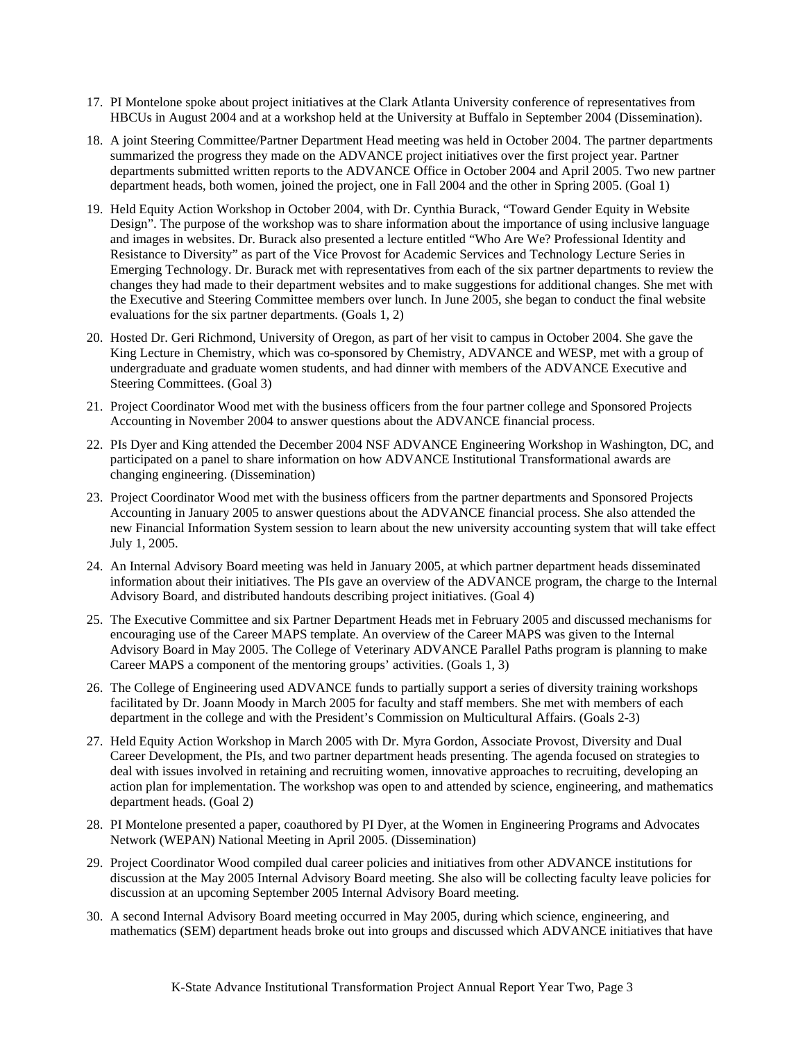17. PI Montelone spoke about project initiatives at the Clark Atlanta University conference of representatives from HBCUs in August 2004 and at a workshop held at the University at Buffalo in September 2004 (Dissemination).

18. A joint Steering Committee/Partner Department Head meeting was held in October 2004. The partner departments summarized the progress they made on the ADVANCE project initiatives over the first project year. Partner departments submitted written reports to the ADVANCE Office in October 2004 and April 2005. Two new partner department heads, both women, joined the project, one in Fall 2004 and the other in Spring 2005. (Goal 1)

19. Held Equity Action Workshop in October 2004, with Dr. Cynthia Burack, "Toward Gender Equity in Website Design". The purpose of the workshop was to share information about the importance of using inclusive language and images in websites. Dr. Burack also presented a lecture entitled "Who Are We? Professional Identity and Resistance to Diversity" as part of the Vice Provost for Academic Services and Technology Lecture Series in Emerging Technology. Dr. Burack met with representatives from each of the six partner departments to review the changes they had made to their department websites and to make suggestions for additional changes. She met with the Executive and Steering Committee members over lunch. In June 2005, she began to conduct the final website evaluations for the six partner departments. (Goals 1, 2)

20. Hosted Dr. Geri Richmond, University of Oregon, as part of her visit to campus in October 2004. She gave the King Lecture in Chemistry, which was co-sponsored by Chemistry, ADVANCE and WESP, met with a group of undergraduate and graduate women students, and had dinner with members of the ADVANCE Executive and Steering Committees. (Goal 3)

21. Project Coordinator Wood met with the business officers from the four partner college and Sponsored Projects Accounting in November 2004 to answer questions about the ADVANCE financial process.

22. PIs Dyer and King attended the December 2004 NSF ADVANCE Engineering Workshop in Washington, DC, and participated on a panel to share information on how ADVANCE Institutional Transformational awards are changing engineering. (Dissemination)

23. Project Coordinator Wood met with the business officers from the partner departments and Sponsored Projects Accounting in January 2005 to answer questions about the ADVANCE financial process. She also attended the new Financial Information System session to learn about the new university accounting system that will take effect July 1, 2005.

24. An Internal Advisory Board meeting was held in January 2005, at which partner department heads disseminated information about their initiatives. The PIs gave an overview of the ADVANCE program, the charge to the Internal Advisory Board, and distributed handouts describing project initiatives. (Goal 4)

25. The Executive Committee and six Partner Department Heads met in February 2005 and discussed mechanisms for encouraging use of the Career MAPS template. An overview of the Career MAPS was given to the Internal Advisory Board in May 2005. The College of Veterinary ADVANCE Parallel Paths program is planning to make Career MAPS a component of the mentoring groups' activities. (Goals 1, 3)

26. The College of Engineering used ADVANCE funds to partially support a series of diversity training workshops facilitated by Dr. Joann Moody in March 2005 for faculty and staff members. She met with members of each department in the college and with the President's Commission on Multicultural Affairs. (Goals 2-3)

27. Held Equity Action Workshop in March 2005 with Dr. Myra Gordon, Associate Provost, Diversity and Dual Career Development, the PIs, and two partner department heads presenting. The agenda focused on strategies to deal with issues involved in retaining and recruiting women, innovative approaches to recruiting, developing an action plan for implementation. The workshop was open to and attended by science, engineering, and mathematics department heads. (Goal 2)

28. PI Montelone presented a paper, coauthored by PI Dyer, at the Women in Engineering Programs and Advocates Network (WEPAN) National Meeting in April 2005. (Dissemination)

29. Project Coordinator Wood compiled dual career policies and initiatives from other ADVANCE institutions for discussion at the May 2005 Internal Advisory Board meeting. She also will be collecting faculty leave policies for discussion at an upcoming September 2005 Internal Advisory Board meeting.

30. A second Internal Advisory Board meeting occurred in May 2005, during which science, engineering, and mathematics (SEM) department heads broke out into groups and discussed which ADVANCE initiatives that have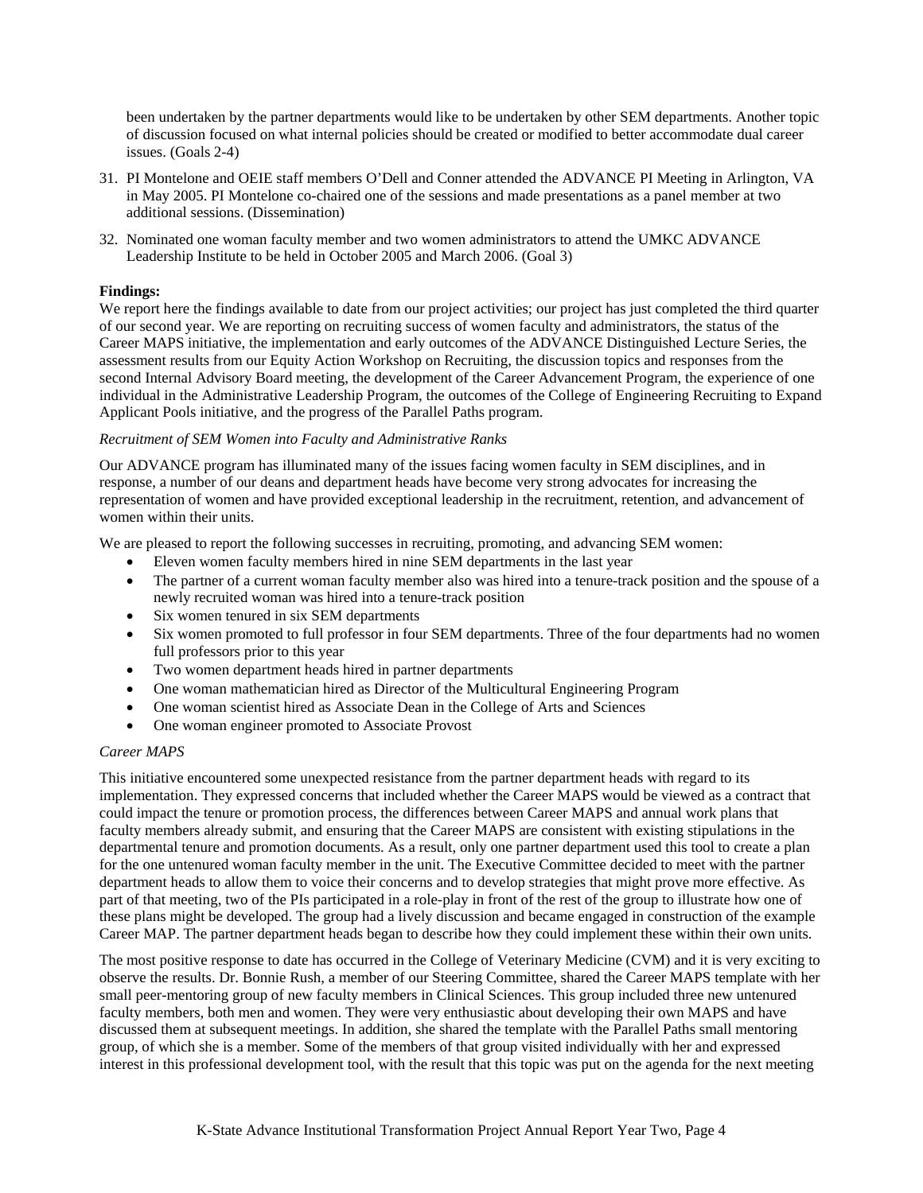been undertaken by the partner departments would like to be undertaken by other SEM departments. Another topic of discussion focused on what internal policies should be created or modified to better accommodate dual career issues. (Goals 2-4)

31. PI Montelone and OEIE staff members O'Dell and Conner attended the ADVANCE PI Meeting in Arlington, VA in May 2005. PI Montelone co-chaired one of the sessions and made presentations as a panel member at two additional sessions. (Dissemination)
32. Nominated one woman faculty member and two women administrators to attend the UMKC ADVANCE Leadership Institute to be held in October 2005 and March 2006. (Goal 3)

**Findings:**

We report here the findings available to date from our project activities; our project has just completed the third quarter of our second year. We are reporting on recruiting success of women faculty and administrators, the status of the Career MAPS initiative, the implementation and early outcomes of the ADVANCE Distinguished Lecture Series, the assessment results from our Equity Action Workshop on Recruiting, the discussion topics and responses from the second Internal Advisory Board meeting, the development of the Career Advancement Program, the experience of one individual in the Administrative Leadership Program, the outcomes of the College of Engineering Recruiting to Expand Applicant Pools initiative, and the progress of the Parallel Paths program.

*Recruitment of SEM Women into Faculty and Administrative Ranks*

Our ADVANCE program has illuminated many of the issues facing women faculty in SEM disciplines, and in response, a number of our deans and department heads have become very strong advocates for increasing the representation of women and have provided exceptional leadership in the recruitment, retention, and advancement of women within their units.

We are pleased to report the following successes in recruiting, promoting, and advancing SEM women:

- Eleven women faculty members hired in nine SEM departments in the last year
- The partner of a current woman faculty member also was hired into a tenure-track position and the spouse of a newly recruited woman was hired into a tenure-track position
- Six women tenured in six SEM departments
- Six women promoted to full professor in four SEM departments. Three of the four departments had no women full professors prior to this year
- Two women department heads hired in partner departments
- One woman mathematician hired as Director of the Multicultural Engineering Program
- One woman scientist hired as Associate Dean in the College of Arts and Sciences
- One woman engineer promoted to Associate Provost

*Career MAPS*

This initiative encountered some unexpected resistance from the partner department heads with regard to its implementation. They expressed concerns that included whether the Career MAPS would be viewed as a contract that could impact the tenure or promotion process, the differences between Career MAPS and annual work plans that faculty members already submit, and ensuring that the Career MAPS are consistent with existing stipulations in the departmental tenure and promotion documents. As a result, only one partner department used this tool to create a plan for the one untenured woman faculty member in the unit. The Executive Committee decided to meet with the partner department heads to allow them to voice their concerns and to develop strategies that might prove more effective. As part of that meeting, two of the PIs participated in a role-play in front of the rest of the group to illustrate how one of these plans might be developed. The group had a lively discussion and became engaged in construction of the example Career MAP. The partner department heads began to describe how they could implement these within their own units.

The most positive response to date has occurred in the College of Veterinary Medicine (CVM) and it is very exciting to observe the results. Dr. Bonnie Rush, a member of our Steering Committee, shared the Career MAPS template with her small peer-mentoring group of new faculty members in Clinical Sciences. This group included three new untenured faculty members, both men and women. They were very enthusiastic about developing their own MAPS and have discussed them at subsequent meetings. In addition, she shared the template with the Parallel Paths small mentoring group, of which she is a member. Some of the members of that group visited individually with her and expressed interest in this professional development tool, with the result that this topic was put on the agenda for the next meeting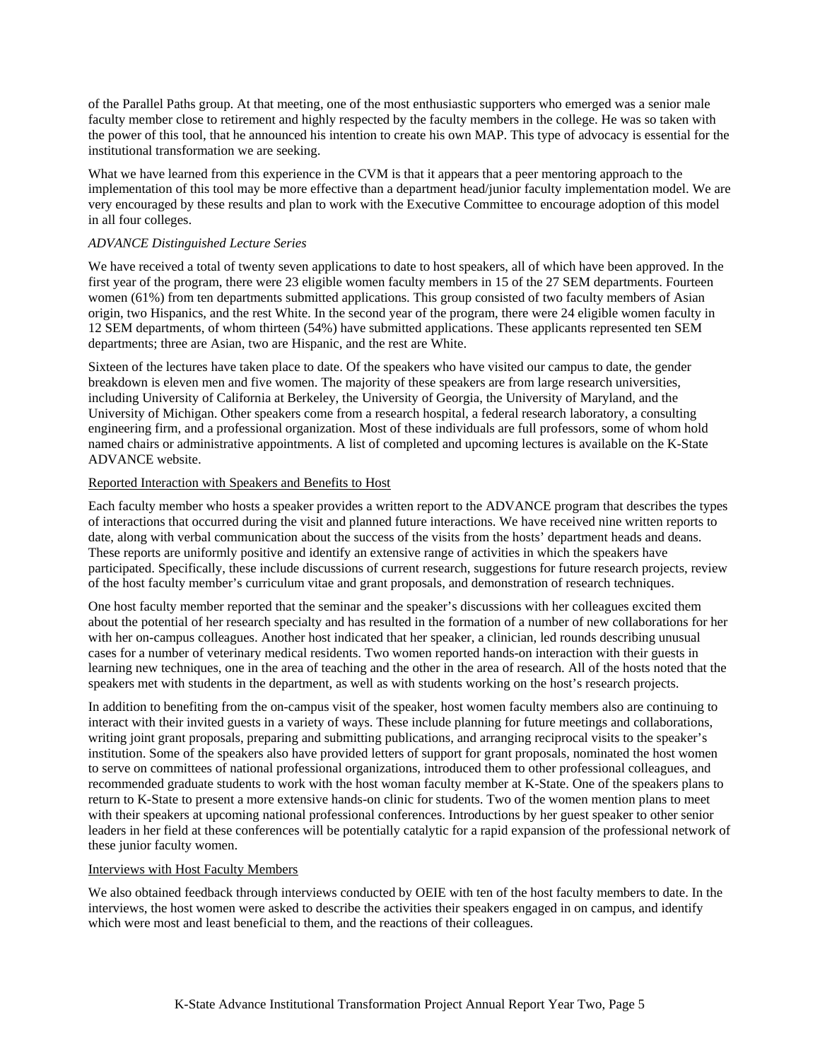of the Parallel Paths group. At that meeting, one of the most enthusiastic supporters who emerged was a senior male faculty member close to retirement and highly respected by the faculty members in the college. He was so taken with the power of this tool, that he announced his intention to create his own MAP. This type of advocacy is essential for the institutional transformation we are seeking.

What we have learned from this experience in the CVM is that it appears that a peer mentoring approach to the implementation of this tool may be more effective than a department head/junior faculty implementation model. We are very encouraged by these results and plan to work with the Executive Committee to encourage adoption of this model in all four colleges.

*ADVANCE Distinguished Lecture Series*

We have received a total of twenty seven applications to date to host speakers, all of which have been approved. In the first year of the program, there were 23 eligible women faculty members in 15 of the 27 SEM departments. Fourteen women (61%) from ten departments submitted applications. This group consisted of two faculty members of Asian origin, two Hispanics, and the rest White. In the second year of the program, there were 24 eligible women faculty in 12 SEM departments, of whom thirteen (54%) have submitted applications. These applicants represented ten SEM departments; three are Asian, two are Hispanic, and the rest are White.

Sixteen of the lectures have taken place to date. Of the speakers who have visited our campus to date, the gender breakdown is eleven men and five women. The majority of these speakers are from large research universities, including University of California at Berkeley, the University of Georgia, the University of Maryland, and the University of Michigan. Other speakers come from a research hospital, a federal research laboratory, a consulting engineering firm, and a professional organization. Most of these individuals are full professors, some of whom hold named chairs or administrative appointments. A list of completed and upcoming lectures is available on the K-State ADVANCE website.

Reported Interaction with Speakers and Benefits to Host

Each faculty member who hosts a speaker provides a written report to the ADVANCE program that describes the types of interactions that occurred during the visit and planned future interactions. We have received nine written reports to date, along with verbal communication about the success of the visits from the hosts' department heads and deans. These reports are uniformly positive and identify an extensive range of activities in which the speakers have participated. Specifically, these include discussions of current research, suggestions for future research projects, review of the host faculty member's curriculum vitae and grant proposals, and demonstration of research techniques.

One host faculty member reported that the seminar and the speaker's discussions with her colleagues excited them about the potential of her research specialty and has resulted in the formation of a number of new collaborations for her with her on-campus colleagues. Another host indicated that her speaker, a clinician, led rounds describing unusual cases for a number of veterinary medical residents. Two women reported hands-on interaction with their guests in learning new techniques, one in the area of teaching and the other in the area of research. All of the hosts noted that the speakers met with students in the department, as well as with students working on the host's research projects.

In addition to benefiting from the on-campus visit of the speaker, host women faculty members also are continuing to interact with their invited guests in a variety of ways. These include planning for future meetings and collaborations, writing joint grant proposals, preparing and submitting publications, and arranging reciprocal visits to the speaker's institution. Some of the speakers also have provided letters of support for grant proposals, nominated the host women to serve on committees of national professional organizations, introduced them to other professional colleagues, and recommended graduate students to work with the host woman faculty member at K-State. One of the speakers plans to return to K-State to present a more extensive hands-on clinic for students. Two of the women mention plans to meet with their speakers at upcoming national professional conferences. Introductions by her guest speaker to other senior leaders in her field at these conferences will be potentially catalytic for a rapid expansion of the professional network of these junior faculty women.

Interviews with Host Faculty Members

We also obtained feedback through interviews conducted by OEIE with ten of the host faculty members to date. In the interviews, the host women were asked to describe the activities their speakers engaged in on campus, and identify which were most and least beneficial to them, and the reactions of their colleagues.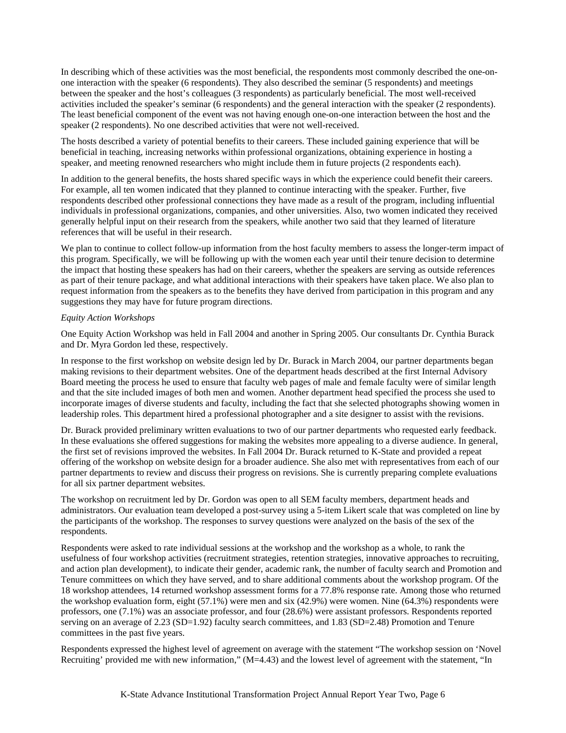In describing which of these activities was the most beneficial, the respondents most commonly described the one-on-one interaction with the speaker (6 respondents). They also described the seminar (5 respondents) and meetings between the speaker and the host's colleagues (3 respondents) as particularly beneficial. The most well-received activities included the speaker's seminar (6 respondents) and the general interaction with the speaker (2 respondents). The least beneficial component of the event was not having enough one-on-one interaction between the host and the speaker (2 respondents). No one described activities that were not well-received.

The hosts described a variety of potential benefits to their careers. These included gaining experience that will be beneficial in teaching, increasing networks within professional organizations, obtaining experience in hosting a speaker, and meeting renowned researchers who might include them in future projects (2 respondents each).

In addition to the general benefits, the hosts shared specific ways in which the experience could benefit their careers. For example, all ten women indicated that they planned to continue interacting with the speaker. Further, five respondents described other professional connections they have made as a result of the program, including influential individuals in professional organizations, companies, and other universities. Also, two women indicated they received generally helpful input on their research from the speakers, while another two said that they learned of literature references that will be useful in their research.

We plan to continue to collect follow-up information from the host faculty members to assess the longer-term impact of this program. Specifically, we will be following up with the women each year until their tenure decision to determine the impact that hosting these speakers has had on their careers, whether the speakers are serving as outside references as part of their tenure package, and what additional interactions with their speakers have taken place. We also plan to request information from the speakers as to the benefits they have derived from participation in this program and any suggestions they may have for future program directions.

*Equity Action Workshops*

One Equity Action Workshop was held in Fall 2004 and another in Spring 2005. Our consultants Dr. Cynthia Burack and Dr. Myra Gordon led these, respectively.

In response to the first workshop on website design led by Dr. Burack in March 2004, our partner departments began making revisions to their department websites. One of the department heads described at the first Internal Advisory Board meeting the process he used to ensure that faculty web pages of male and female faculty were of similar length and that the site included images of both men and women. Another department head specified the process she used to incorporate images of diverse students and faculty, including the fact that she selected photographs showing women in leadership roles. This department hired a professional photographer and a site designer to assist with the revisions.

Dr. Burack provided preliminary written evaluations to two of our partner departments who requested early feedback. In these evaluations she offered suggestions for making the websites more appealing to a diverse audience. In general, the first set of revisions improved the websites. In Fall 2004 Dr. Burack returned to K-State and provided a repeat offering of the workshop on website design for a broader audience. She also met with representatives from each of our partner departments to review and discuss their progress on revisions. She is currently preparing complete evaluations for all six partner department websites.

The workshop on recruitment led by Dr. Gordon was open to all SEM faculty members, department heads and administrators. Our evaluation team developed a post-survey using a 5-item Likert scale that was completed on line by the participants of the workshop. The responses to survey questions were analyzed on the basis of the sex of the respondents.

Respondents were asked to rate individual sessions at the workshop and the workshop as a whole, to rank the usefulness of four workshop activities (recruitment strategies, retention strategies, innovative approaches to recruiting, and action plan development), to indicate their gender, academic rank, the number of faculty search and Promotion and Tenure committees on which they have served, and to share additional comments about the workshop program. Of the 18 workshop attendees, 14 returned workshop assessment forms for a 77.8% response rate. Among those who returned the workshop evaluation form, eight (57.1%) were men and six (42.9%) were women. Nine (64.3%) respondents were professors, one (7.1%) was an associate professor, and four (28.6%) were assistant professors. Respondents reported serving on an average of 2.23 (SD=1.92) faculty search committees, and 1.83 (SD=2.48) Promotion and Tenure committees in the past five years.

Respondents expressed the highest level of agreement on average with the statement "The workshop session on 'Novel Recruiting' provided me with new information," (M=4.43) and the lowest level of agreement with the statement, "In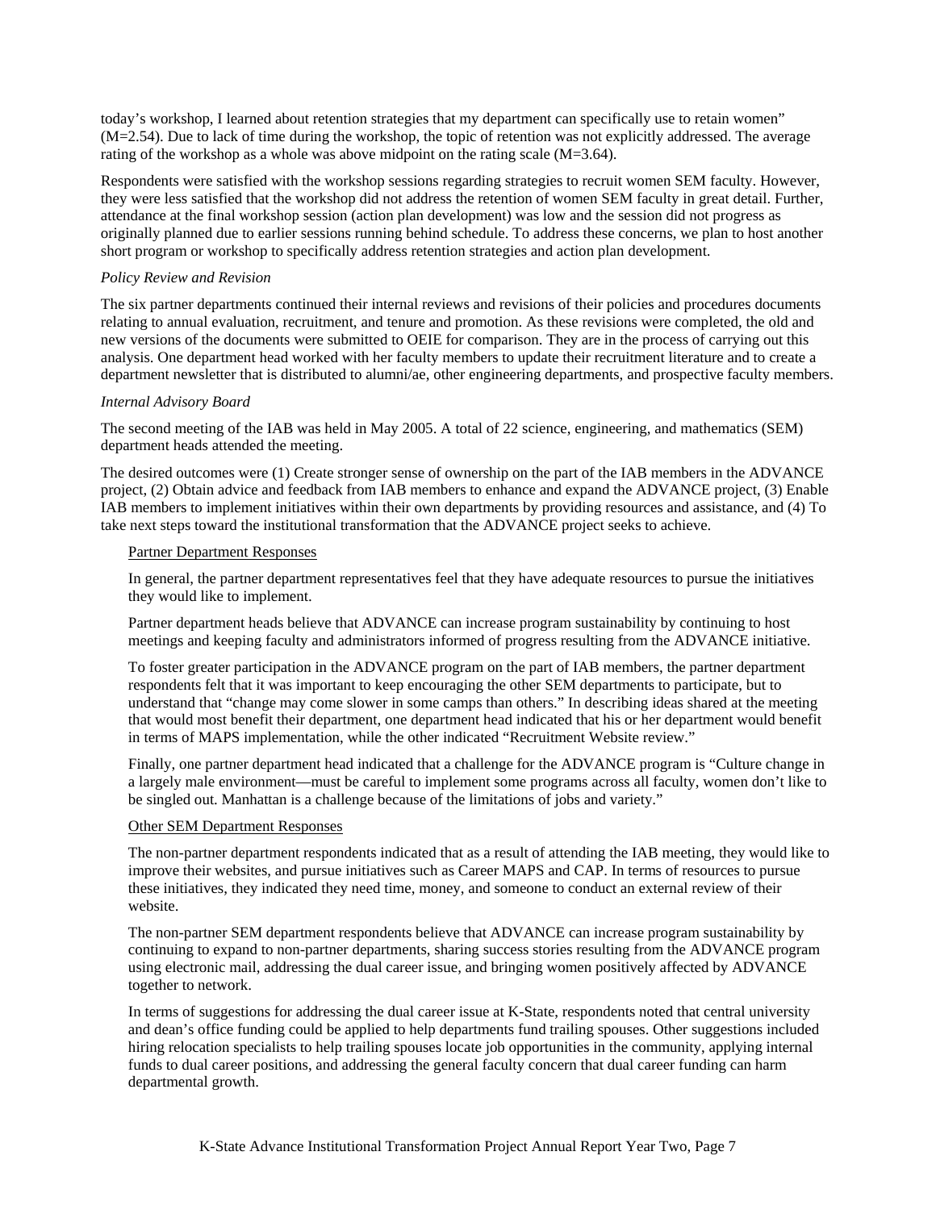today's workshop, I learned about retention strategies that my department can specifically use to retain women" (M=2.54). Due to lack of time during the workshop, the topic of retention was not explicitly addressed. The average rating of the workshop as a whole was above midpoint on the rating scale (M=3.64).

Respondents were satisfied with the workshop sessions regarding strategies to recruit women SEM faculty. However, they were less satisfied that the workshop did not address the retention of women SEM faculty in great detail. Further, attendance at the final workshop session (action plan development) was low and the session did not progress as originally planned due to earlier sessions running behind schedule. To address these concerns, we plan to host another short program or workshop to specifically address retention strategies and action plan development.

*Policy Review and Revision*

The six partner departments continued their internal reviews and revisions of their policies and procedures documents relating to annual evaluation, recruitment, and tenure and promotion. As these revisions were completed, the old and new versions of the documents were submitted to OEIE for comparison. They are in the process of carrying out this analysis. One department head worked with her faculty members to update their recruitment literature and to create a department newsletter that is distributed to alumni/ae, other engineering departments, and prospective faculty members.

*Internal Advisory Board*

The second meeting of the IAB was held in May 2005. A total of 22 science, engineering, and mathematics (SEM) department heads attended the meeting.

The desired outcomes were (1) Create stronger sense of ownership on the part of the IAB members in the ADVANCE project, (2) Obtain advice and feedback from IAB members to enhance and expand the ADVANCE project, (3) Enable IAB members to implement initiatives within their own departments by providing resources and assistance, and (4) To take next steps toward the institutional transformation that the ADVANCE project seeks to achieve.

Partner Department Responses

In general, the partner department representatives feel that they have adequate resources to pursue the initiatives they would like to implement.

Partner department heads believe that ADVANCE can increase program sustainability by continuing to host meetings and keeping faculty and administrators informed of progress resulting from the ADVANCE initiative.

To foster greater participation in the ADVANCE program on the part of IAB members, the partner department respondents felt that it was important to keep encouraging the other SEM departments to participate, but to understand that "change may come slower in some camps than others." In describing ideas shared at the meeting that would most benefit their department, one department head indicated that his or her department would benefit in terms of MAPS implementation, while the other indicated "Recruitment Website review."

Finally, one partner department head indicated that a challenge for the ADVANCE program is "Culture change in a largely male environment—must be careful to implement some programs across all faculty, women don't like to be singled out. Manhattan is a challenge because of the limitations of jobs and variety."

Other SEM Department Responses

The non-partner department respondents indicated that as a result of attending the IAB meeting, they would like to improve their websites, and pursue initiatives such as Career MAPS and CAP. In terms of resources to pursue these initiatives, they indicated they need time, money, and someone to conduct an external review of their website.

The non-partner SEM department respondents believe that ADVANCE can increase program sustainability by continuing to expand to non-partner departments, sharing success stories resulting from the ADVANCE program using electronic mail, addressing the dual career issue, and bringing women positively affected by ADVANCE together to network.

In terms of suggestions for addressing the dual career issue at K-State, respondents noted that central university and dean's office funding could be applied to help departments fund trailing spouses. Other suggestions included hiring relocation specialists to help trailing spouses locate job opportunities in the community, applying internal funds to dual career positions, and addressing the general faculty concern that dual career funding can harm departmental growth.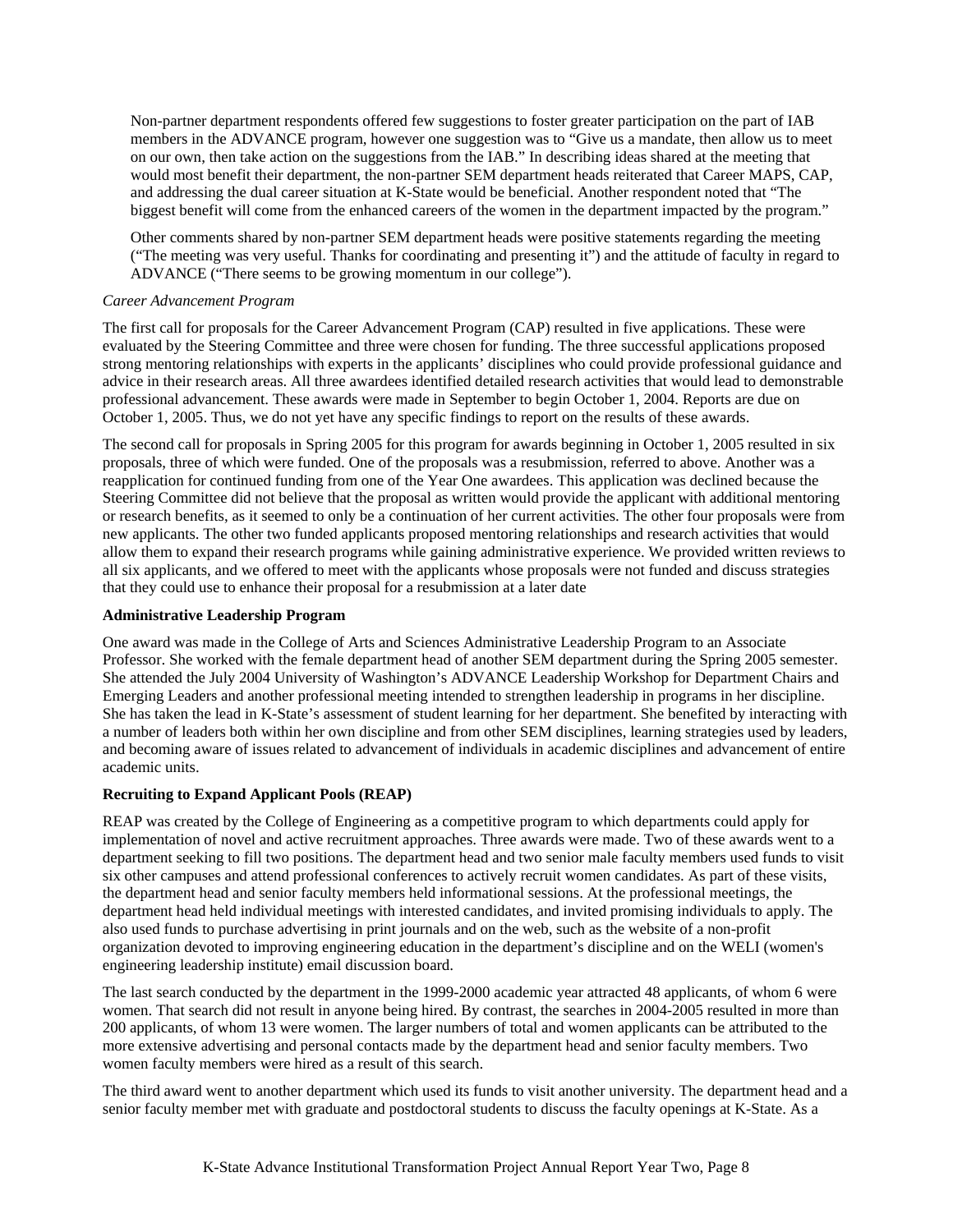Non-partner department respondents offered few suggestions to foster greater participation on the part of IAB members in the ADVANCE program, however one suggestion was to "Give us a mandate, then allow us to meet on our own, then take action on the suggestions from the IAB." In describing ideas shared at the meeting that would most benefit their department, the non-partner SEM department heads reiterated that Career MAPS, CAP, and addressing the dual career situation at K-State would be beneficial. Another respondent noted that "The biggest benefit will come from the enhanced careers of the women in the department impacted by the program."

Other comments shared by non-partner SEM department heads were positive statements regarding the meeting ("The meeting was very useful. Thanks for coordinating and presenting it") and the attitude of faculty in regard to ADVANCE ("There seems to be growing momentum in our college").

*Career Advancement Program*

The first call for proposals for the Career Advancement Program (CAP) resulted in five applications. These were evaluated by the Steering Committee and three were chosen for funding. The three successful applications proposed strong mentoring relationships with experts in the applicants' disciplines who could provide professional guidance and advice in their research areas. All three awardees identified detailed research activities that would lead to demonstrable professional advancement. These awards were made in September to begin October 1, 2004. Reports are due on October 1, 2005. Thus, we do not yet have any specific findings to report on the results of these awards.

The second call for proposals in Spring 2005 for this program for awards beginning in October 1, 2005 resulted in six proposals, three of which were funded. One of the proposals was a resubmission, referred to above. Another was a reapplication for continued funding from one of the Year One awardees. This application was declined because the Steering Committee did not believe that the proposal as written would provide the applicant with additional mentoring or research benefits, as it seemed to only be a continuation of her current activities. The other four proposals were from new applicants. The other two funded applicants proposed mentoring relationships and research activities that would allow them to expand their research programs while gaining administrative experience. We provided written reviews to all six applicants, and we offered to meet with the applicants whose proposals were not funded and discuss strategies that they could use to enhance their proposal for a resubmission at a later date

**Administrative Leadership Program**

One award was made in the College of Arts and Sciences Administrative Leadership Program to an Associate Professor. She worked with the female department head of another SEM department during the Spring 2005 semester. She attended the July 2004 University of Washington's ADVANCE Leadership Workshop for Department Chairs and Emerging Leaders and another professional meeting intended to strengthen leadership in programs in her discipline. She has taken the lead in K-State's assessment of student learning for her department. She benefited by interacting with a number of leaders both within her own discipline and from other SEM disciplines, learning strategies used by leaders, and becoming aware of issues related to advancement of individuals in academic disciplines and advancement of entire academic units.

**Recruiting to Expand Applicant Pools (REAP)**

REAP was created by the College of Engineering as a competitive program to which departments could apply for implementation of novel and active recruitment approaches. Three awards were made. Two of these awards went to a department seeking to fill two positions. The department head and two senior male faculty members used funds to visit six other campuses and attend professional conferences to actively recruit women candidates. As part of these visits, the department head and senior faculty members held informational sessions. At the professional meetings, the department head held individual meetings with interested candidates, and invited promising individuals to apply. The also used funds to purchase advertising in print journals and on the web, such as the website of a non-profit organization devoted to improving engineering education in the department's discipline and on the WELI (women's engineering leadership institute) email discussion board.

The last search conducted by the department in the 1999-2000 academic year attracted 48 applicants, of whom 6 were women. That search did not result in anyone being hired. By contrast, the searches in 2004-2005 resulted in more than 200 applicants, of whom 13 were women. The larger numbers of total and women applicants can be attributed to the more extensive advertising and personal contacts made by the department head and senior faculty members. Two women faculty members were hired as a result of this search.

The third award went to another department which used its funds to visit another university. The department head and a senior faculty member met with graduate and postdoctoral students to discuss the faculty openings at K-State. As a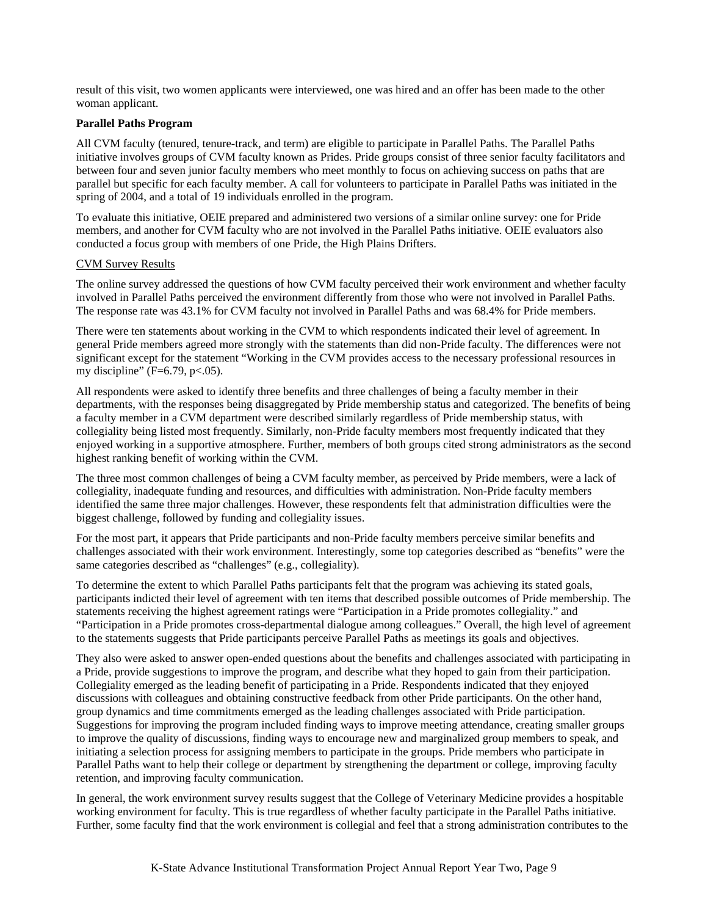result of this visit, two women applicants were interviewed, one was hired and an offer has been made to the other woman applicant.

**Parallel Paths Program**

All CVM faculty (tenured, tenure-track, and term) are eligible to participate in Parallel Paths. The Parallel Paths initiative involves groups of CVM faculty known as Prides. Pride groups consist of three senior faculty facilitators and between four and seven junior faculty members who meet monthly to focus on achieving success on paths that are parallel but specific for each faculty member. A call for volunteers to participate in Parallel Paths was initiated in the spring of 2004, and a total of 19 individuals enrolled in the program.

To evaluate this initiative, OEIE prepared and administered two versions of a similar online survey: one for Pride members, and another for CVM faculty who are not involved in the Parallel Paths initiative. OEIE evaluators also conducted a focus group with members of one Pride, the High Plains Drifters.

<u>CVM Survey Results</u>

The online survey addressed the questions of how CVM faculty perceived their work environment and whether faculty involved in Parallel Paths perceived the environment differently from those who were not involved in Parallel Paths. The response rate was 43.1% for CVM faculty not involved in Parallel Paths and was 68.4% for Pride members.

There were ten statements about working in the CVM to which respondents indicated their level of agreement. In general Pride members agreed more strongly with the statements than did non-Pride faculty. The differences were not significant except for the statement "Working in the CVM provides access to the necessary professional resources in my discipline" ($F=6.79$, $p<.05$).

All respondents were asked to identify three benefits and three challenges of being a faculty member in their departments, with the responses being disaggregated by Pride membership status and categorized. The benefits of being a faculty member in a CVM department were described similarly regardless of Pride membership status, with collegiality being listed most frequently. Similarly, non-Pride faculty members most frequently indicated that they enjoyed working in a supportive atmosphere. Further, members of both groups cited strong administrators as the second highest ranking benefit of working within the CVM.

The three most common challenges of being a CVM faculty member, as perceived by Pride members, were a lack of collegiality, inadequate funding and resources, and difficulties with administration. Non-Pride faculty members identified the same three major challenges. However, these respondents felt that administration difficulties were the biggest challenge, followed by funding and collegiality issues.

For the most part, it appears that Pride participants and non-Pride faculty members perceive similar benefits and challenges associated with their work environment. Interestingly, some top categories described as "benefits" were the same categories described as "challenges" (e.g., collegiality).

To determine the extent to which Parallel Paths participants felt that the program was achieving its stated goals, participants indicted their level of agreement with ten items that described possible outcomes of Pride membership. The statements receiving the highest agreement ratings were "Participation in a Pride promotes collegiality." and "Participation in a Pride promotes cross-departmental dialogue among colleagues." Overall, the high level of agreement to the statements suggests that Pride participants perceive Parallel Paths as meetings its goals and objectives.

They also were asked to answer open-ended questions about the benefits and challenges associated with participating in a Pride, provide suggestions to improve the program, and describe what they hoped to gain from their participation. Collegiality emerged as the leading benefit of participating in a Pride. Respondents indicated that they enjoyed discussions with colleagues and obtaining constructive feedback from other Pride participants. On the other hand, group dynamics and time commitments emerged as the leading challenges associated with Pride participation. Suggestions for improving the program included finding ways to improve meeting attendance, creating smaller groups to improve the quality of discussions, finding ways to encourage new and marginalized group members to speak, and initiating a selection process for assigning members to participate in the groups. Pride members who participate in Parallel Paths want to help their college or department by strengthening the department or college, improving faculty retention, and improving faculty communication.

In general, the work environment survey results suggest that the College of Veterinary Medicine provides a hospitable working environment for faculty. This is true regardless of whether faculty participate in the Parallel Paths initiative. Further, some faculty find that the work environment is collegial and feel that a strong administration contributes to the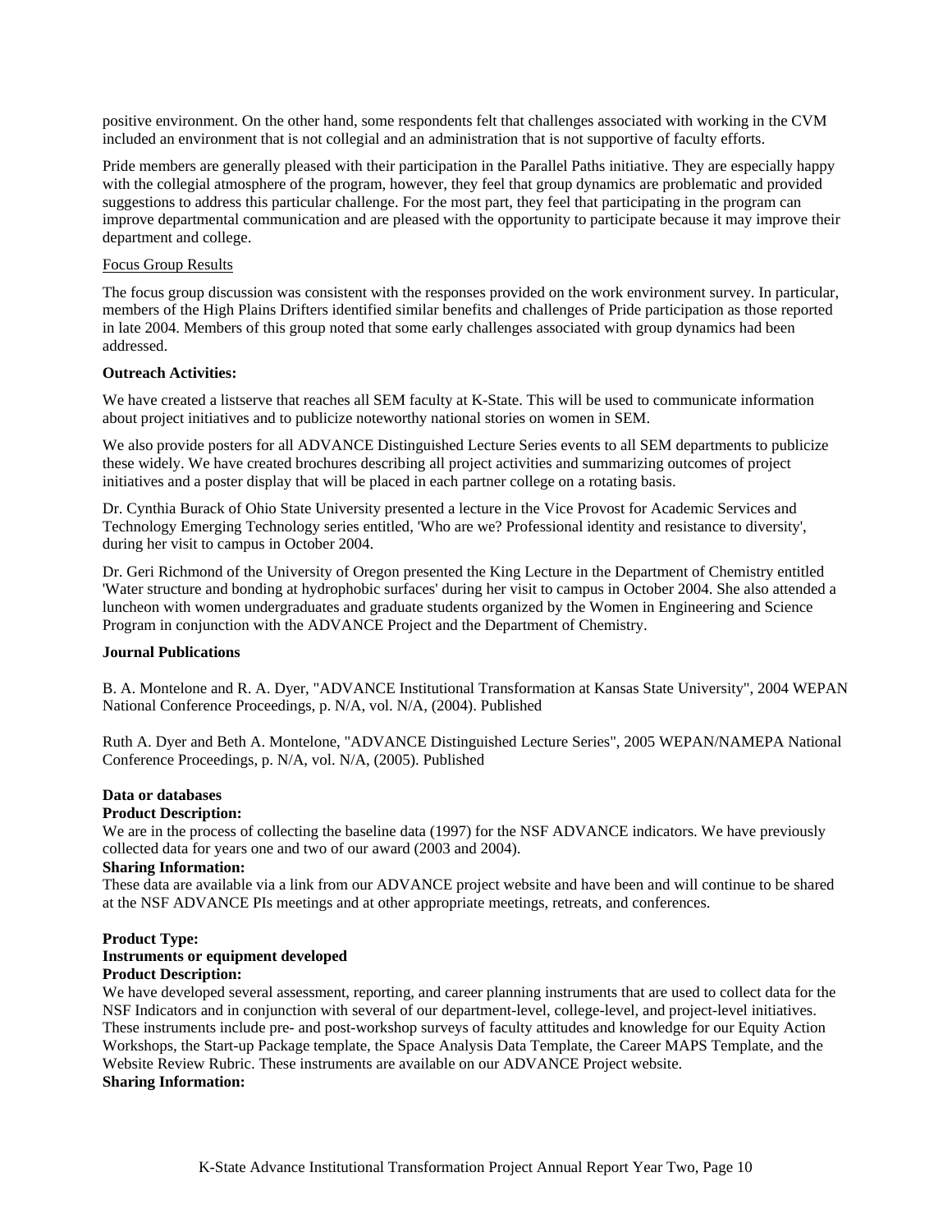positive environment. On the other hand, some respondents felt that challenges associated with working in the CVM included an environment that is not collegial and an administration that is not supportive of faculty efforts.

Pride members are generally pleased with their participation in the Parallel Paths initiative. They are especially happy with the collegial atmosphere of the program, however, they feel that group dynamics are problematic and provided suggestions to address this particular challenge. For the most part, they feel that participating in the program can improve departmental communication and are pleased with the opportunity to participate because it may improve their department and college.

Focus Group Results

The focus group discussion was consistent with the responses provided on the work environment survey. In particular, members of the High Plains Drifters identified similar benefits and challenges of Pride participation as those reported in late 2004. Members of this group noted that some early challenges associated with group dynamics had been addressed.

**Outreach Activities:**

We have created a listserve that reaches all SEM faculty at K-State. This will be used to communicate information about project initiatives and to publicize noteworthy national stories on women in SEM.

We also provide posters for all ADVANCE Distinguished Lecture Series events to all SEM departments to publicize these widely. We have created brochures describing all project activities and summarizing outcomes of project initiatives and a poster display that will be placed in each partner college on a rotating basis.

Dr. Cynthia Burack of Ohio State University presented a lecture in the Vice Provost for Academic Services and Technology Emerging Technology series entitled, 'Who are we? Professional identity and resistance to diversity', during her visit to campus in October 2004.

Dr. Geri Richmond of the University of Oregon presented the King Lecture in the Department of Chemistry entitled 'Water structure and bonding at hydrophobic surfaces' during her visit to campus in October 2004. She also attended a luncheon with women undergraduates and graduate students organized by the Women in Engineering and Science Program in conjunction with the ADVANCE Project and the Department of Chemistry.

**Journal Publications**

B. A. Montelone and R. A. Dyer, "ADVANCE Institutional Transformation at Kansas State University", 2004 WEPAN National Conference Proceedings, p. N/A, vol. N/A, (2004). Published

Ruth A. Dyer and Beth A. Montelone, "ADVANCE Distinguished Lecture Series", 2005 WEPAN/NAMEPA National Conference Proceedings, p. N/A, vol. N/A, (2005). Published

**Data or databases**

**Product Description:**

We are in the process of collecting the baseline data (1997) for the NSF ADVANCE indicators. We have previously collected data for years one and two of our award (2003 and 2004).

**Sharing Information:**

These data are available via a link from our ADVANCE project website and have been and will continue to be shared at the NSF ADVANCE PIs meetings and at other appropriate meetings, retreats, and conferences.

**Product Type:**

**Instruments or equipment developed**

**Product Description:**

We have developed several assessment, reporting, and career planning instruments that are used to collect data for the NSF Indicators and in conjunction with several of our department-level, college-level, and project-level initiatives. These instruments include pre- and post-workshop surveys of faculty attitudes and knowledge for our Equity Action Workshops, the Start-up Package template, the Space Analysis Data Template, the Career MAPS Template, and the Website Review Rubric. These instruments are available on our ADVANCE Project website.

**Sharing Information:**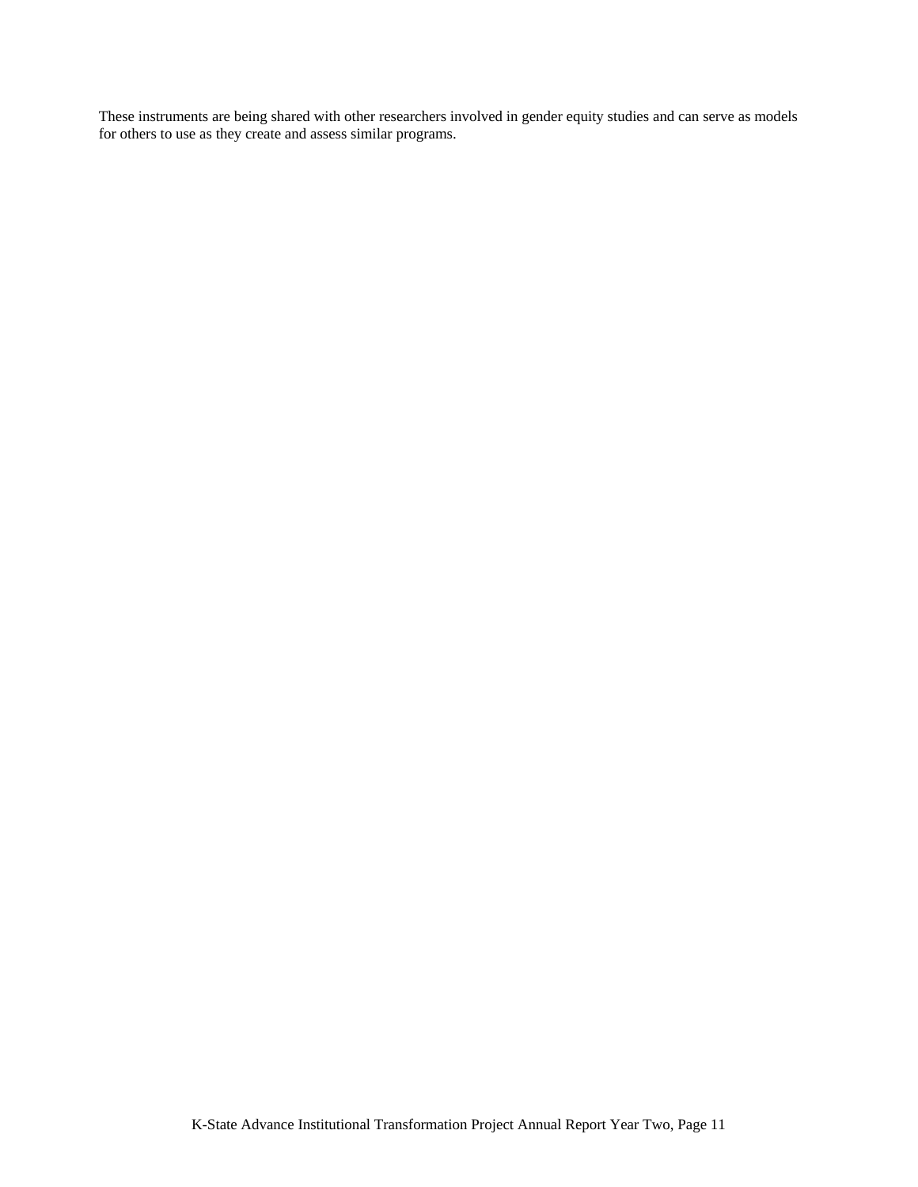These instruments are being shared with other researchers involved in gender equity studies and can serve as models for others to use as they create and assess similar programs.